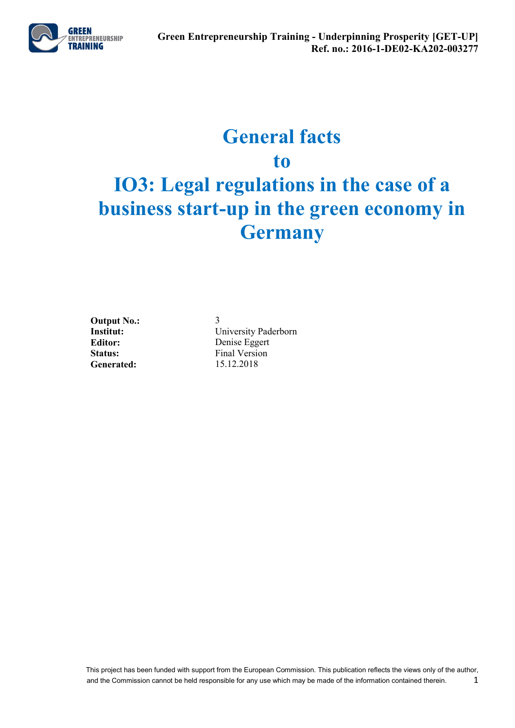# General facts to IO3: Legal regulations in the case of a business start-up in the green economy in Germany

| | |
|---|---|
| **Output No.:** | 3 |
| **Institut:** | University Paderborn |
| **Editor:** | Denise Eggert |
| **Status:** | Final Version |
| **Generated:** | 15.12.2018 |

This project has been funded with support from the European Commission. This publication reflects the views only of the author, and the Commission cannot be held responsible for any use which may be made of the information contained therein.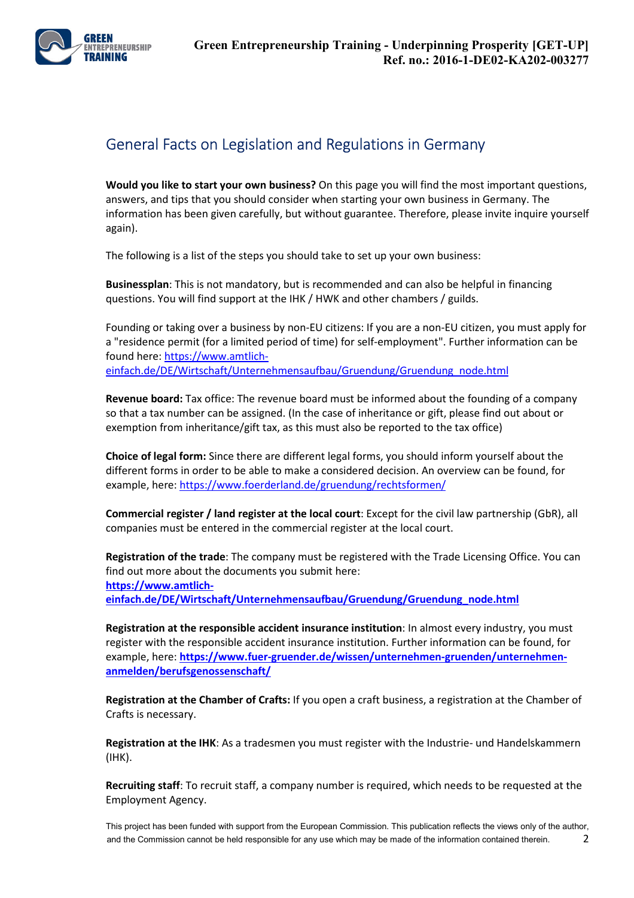## General Facts on Legislation and Regulations in Germany

**Would you like to start your own business?** On this page you will find the most important questions, answers, and tips that you should consider when starting your own business in Germany. The information has been given carefully, but without guarantee. Therefore, please invite inquire yourself again).

The following is a list of the steps you should take to set up your own business:

**Businessplan**: This is not mandatory, but is recommended and can also be helpful in financing questions. You will find support at the IHK / HWK and other chambers / guilds.

Founding or taking over a business by non-EU citizens: If you are a non-EU citizen, you must apply for a "residence permit (for a limited period of time) for self-employment". Further information can be found here: https://www.amtlich-einfach.de/DE/Wirtschaft/Unternehmensaufbau/Gruendung/Gruendung_node.html

**Revenue board:** Tax office: The revenue board must be informed about the founding of a company so that a tax number can be assigned. (In the case of inheritance or gift, please find out about or exemption from inheritance/gift tax, as this must also be reported to the tax office)

**Choice of legal form:** Since there are different legal forms, you should inform yourself about the different forms in order to be able to make a considered decision. An overview can be found, for example, here: https://www.foerderland.de/gruendung/rechtsformen/

**Commercial register / land register at the local court**: Except for the civil law partnership (GbR), all companies must be entered in the commercial register at the local court.

**Registration of the trade**: The company must be registered with the Trade Licensing Office. You can find out more about the documents you submit here: **https://www.amtlich-einfach.de/DE/Wirtschaft/Unternehmensaufbau/Gruendung/Gruendung_node.html**

**Registration at the responsible accident insurance institution**: In almost every industry, you must register with the responsible accident insurance institution. Further information can be found, for example, here: **https://www.fuer-gruender.de/wissen/unternehmen-gruenden/unternehmen-anmelden/berufsgenossenschaft/**

**Registration at the Chamber of Crafts:** If you open a craft business, a registration at the Chamber of Crafts is necessary.

**Registration at the IHK**: As a tradesmen you must register with the Industrie- und Handelskammern (IHK).

**Recruiting staff**: To recruit staff, a company number is required, which needs to be requested at the Employment Agency.

This project has been funded with support from the European Commission. This publication reflects the views only of the author, and the Commission cannot be held responsible for any use which may be made of the information contained therein.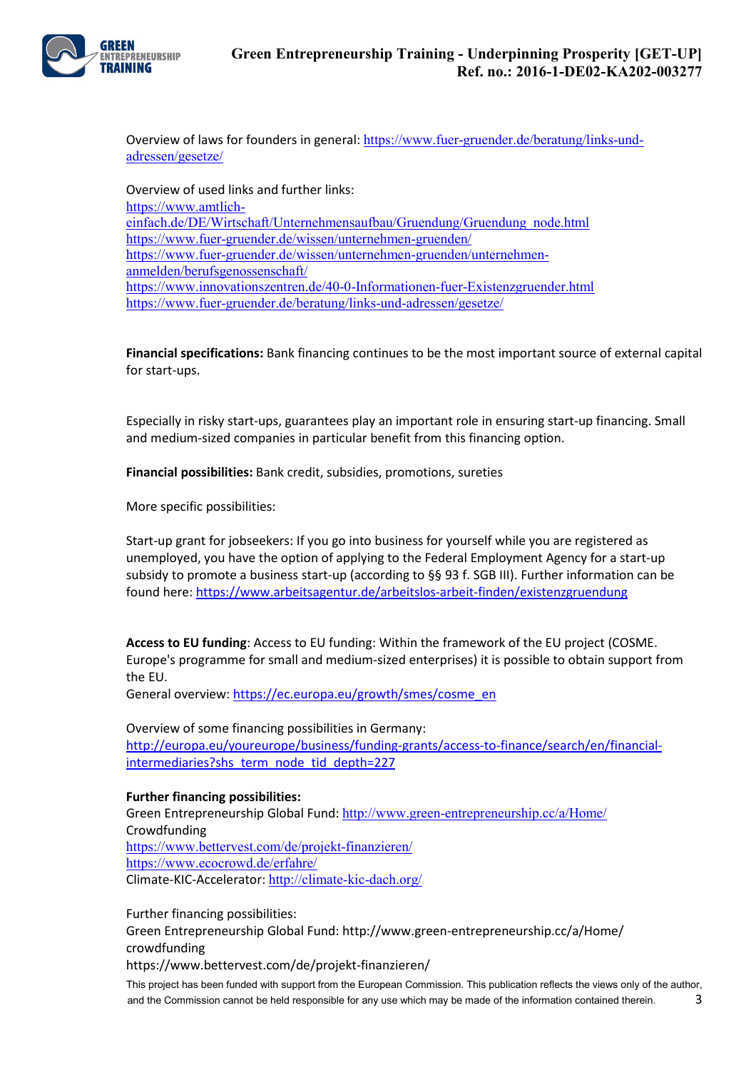Overview of laws for founders in general: https://www.fuer-gruender.de/beratung/links-und-adressen/gesetze/

Overview of used links and further links:
https://www.amtlich-einfach.de/DE/Wirtschaft/Unternehmensaufbau/Gruendung/Gruendung_node.html
https://www.fuer-gruender.de/wissen/unternehmen-gruenden/
https://www.fuer-gruender.de/wissen/unternehmen-gruenden/unternehmen-anmelden/berufsgenossenschaft/
https://www.innovationszentren.de/40-0-Informationen-fuer-Existenzgruender.html
https://www.fuer-gruender.de/beratung/links-und-adressen/gesetze/

**Financial specifications:** Bank financing continues to be the most important source of external capital for start-ups.

Especially in risky start-ups, guarantees play an important role in ensuring start-up financing. Small and medium-sized companies in particular benefit from this financing option.

**Financial possibilities:** Bank credit, subsidies, promotions, sureties

More specific possibilities:

Start-up grant for jobseekers: If you go into business for yourself while you are registered as unemployed, you have the option of applying to the Federal Employment Agency for a start-up subsidy to promote a business start-up (according to §§ 93 f. SGB III). Further information can be found here: https://www.arbeitsagentur.de/arbeitslos-arbeit-finden/existenzgruendung

**Access to EU funding**: Access to EU funding: Within the framework of the EU project (COSME. Europe's programme for small and medium-sized enterprises) it is possible to obtain support from the EU.
General overview: https://ec.europa.eu/growth/smes/cosme_en

Overview of some financing possibilities in Germany:
http://europa.eu/youreurope/business/funding-grants/access-to-finance/search/en/financial-intermediaries?shs_term_node_tid_depth=227

**Further financing possibilities:**
Green Entrepreneurship Global Fund: http://www.green-entrepreneurship.cc/a/Home/
Crowdfunding
https://www.bettervest.com/de/projekt-finanzieren/
https://www.ecocrowd.de/erfahre/
Climate-KIC-Accelerator: http://climate-kic-dach.org/

Further financing possibilities:
Green Entrepreneurship Global Fund: http://www.green-entrepreneurship.cc/a/Home/
crowdfunding
https://www.bettervest.com/de/projekt-finanzieren/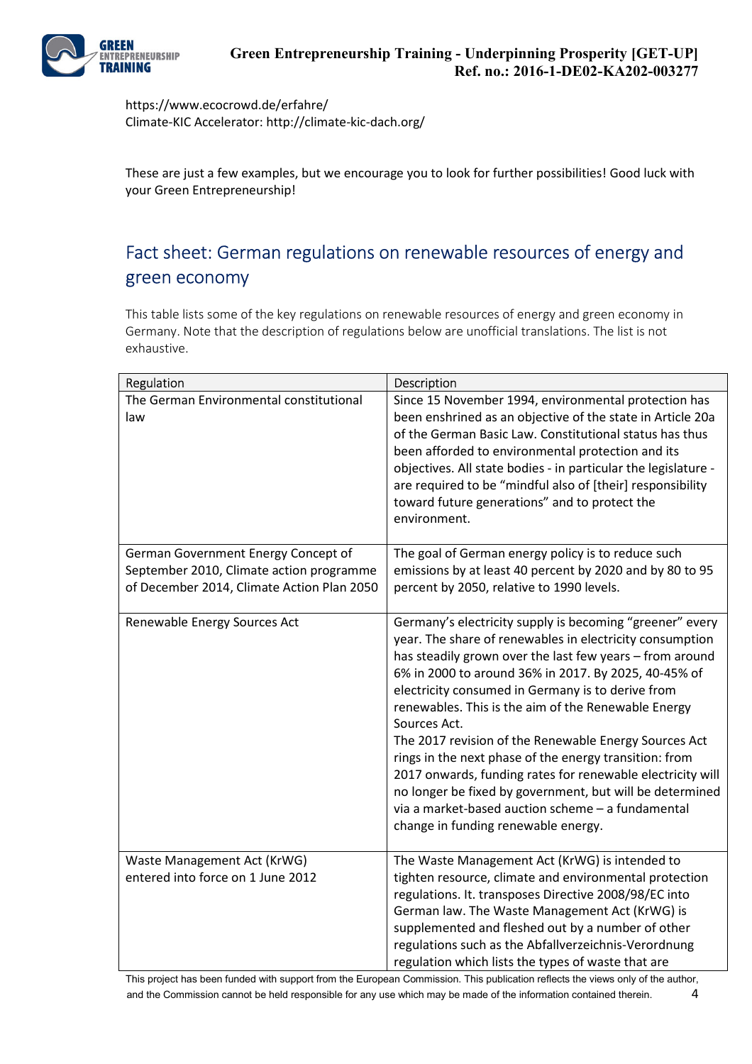https://www.ecocrowd.de/erfahre/
Climate-KIC Accelerator: http://climate-kic-dach.org/

These are just a few examples, but we encourage you to look for further possibilities! Good luck with your Green Entrepreneurship!

## Fact sheet: German regulations on renewable resources of energy and green economy

This table lists some of the key regulations on renewable resources of energy and green economy in Germany. Note that the description of regulations below are unofficial translations. The list is not exhaustive.

| Regulation | Description |
|---|---|
| The German Environmental constitutional law | Since 15 November 1994, environmental protection has been enshrined as an objective of the state in Article 20a of the German Basic Law. Constitutional status has thus been afforded to environmental protection and its objectives. All state bodies - in particular the legislature - are required to be "mindful also of [their] responsibility toward future generations" and to protect the environment. |
| German Government Energy Concept of September 2010, Climate action programme of December 2014, Climate Action Plan 2050 | The goal of German energy policy is to reduce such emissions by at least 40 percent by 2020 and by 80 to 95 percent by 2050, relative to 1990 levels. |
| Renewable Energy Sources Act | Germany's electricity supply is becoming "greener" every year. The share of renewables in electricity consumption has steadily grown over the last few years – from around 6% in 2000 to around 36% in 2017. By 2025, 40-45% of electricity consumed in Germany is to derive from renewables. This is the aim of the Renewable Energy Sources Act.<br>The 2017 revision of the Renewable Energy Sources Act rings in the next phase of the energy transition: from 2017 onwards, funding rates for renewable electricity will no longer be fixed by government, but will be determined via a market-based auction scheme – a fundamental change in funding renewable energy. |
| Waste Management Act (KrWG) entered into force on 1 June 2012 | The Waste Management Act (KrWG) is intended to tighten resource, climate and environmental protection regulations. It. transposes Directive 2008/98/EC into German law. The Waste Management Act (KrWG) is supplemented and fleshed out by a number of other regulations such as the Abfallverzeichnis-Verordnung regulation which lists the types of waste that are |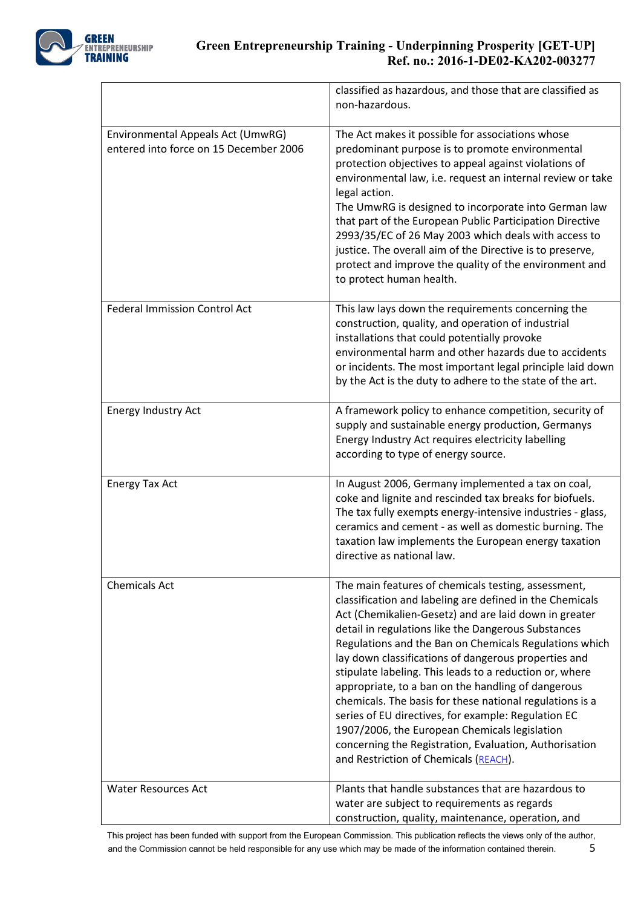| | |
|---|---|
| | classified as hazardous, and those that are classified as non-hazardous. |
| Environmental Appeals Act (UmwRG) entered into force on 15 December 2006 | The Act makes it possible for associations whose predominant purpose is to promote environmental protection objectives to appeal against violations of environmental law, i.e. request an internal review or take legal action.<br>The UmwRG is designed to incorporate into German law that part of the European Public Participation Directive 2993/35/EC of 26 May 2003 which deals with access to justice. The overall aim of the Directive is to preserve, protect and improve the quality of the environment and to protect human health. |
| Federal Immission Control Act | This law lays down the requirements concerning the construction, quality, and operation of industrial installations that could potentially provoke environmental harm and other hazards due to accidents or incidents. The most important legal principle laid down by the Act is the duty to adhere to the state of the art. |
| Energy Industry Act | A framework policy to enhance competition, security of supply and sustainable energy production, Germanys Energy Industry Act requires electricity labelling according to type of energy source. |
| Energy Tax Act | In August 2006, Germany implemented a tax on coal, coke and lignite and rescinded tax breaks for biofuels. The tax fully exempts energy-intensive industries - glass, ceramics and cement - as well as domestic burning. The taxation law implements the European energy taxation directive as national law. |
| Chemicals Act | The main features of chemicals testing, assessment, classification and labeling are defined in the Chemicals Act (Chemikalien-Gesetz) and are laid down in greater detail in regulations like the Dangerous Substances Regulations and the Ban on Chemicals Regulations which lay down classifications of dangerous properties and stipulate labeling. This leads to a reduction or, where appropriate, to a ban on the handling of dangerous chemicals. The basis for these national regulations is a series of EU directives, for example: Regulation EC 1907/2006, the European Chemicals legislation concerning the Registration, Evaluation, Authorisation and Restriction of Chemicals (REACH). |
| Water Resources Act | Plants that handle substances that are hazardous to water are subject to requirements as regards construction, quality, maintenance, operation, and |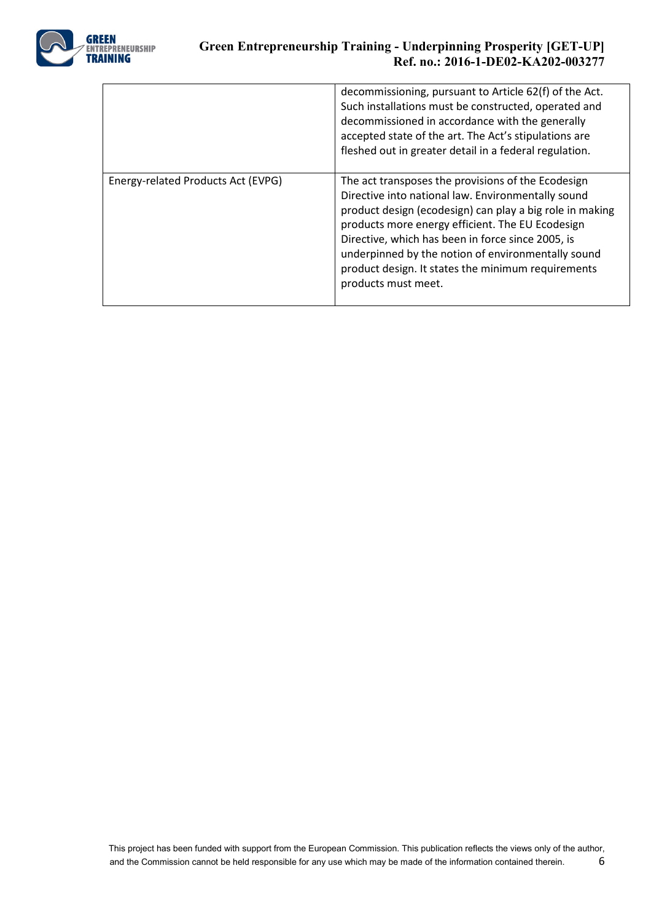| | |
|---|---|
| | decommissioning, pursuant to Article 62(f) of the Act. Such installations must be constructed, operated and decommissioned in accordance with the generally accepted state of the art. The Act's stipulations are fleshed out in greater detail in a federal regulation. |
| Energy-related Products Act (EVPG) | The act transposes the provisions of the Ecodesign Directive into national law. Environmentally sound product design (ecodesign) can play a big role in making products more energy efficient. The EU Ecodesign Directive, which has been in force since 2005, is underpinned by the notion of environmentally sound product design. It states the minimum requirements products must meet. |

This project has been funded with support from the European Commission. This publication reflects the views only of the author, and the Commission cannot be held responsible for any use which may be made of the information contained therein.